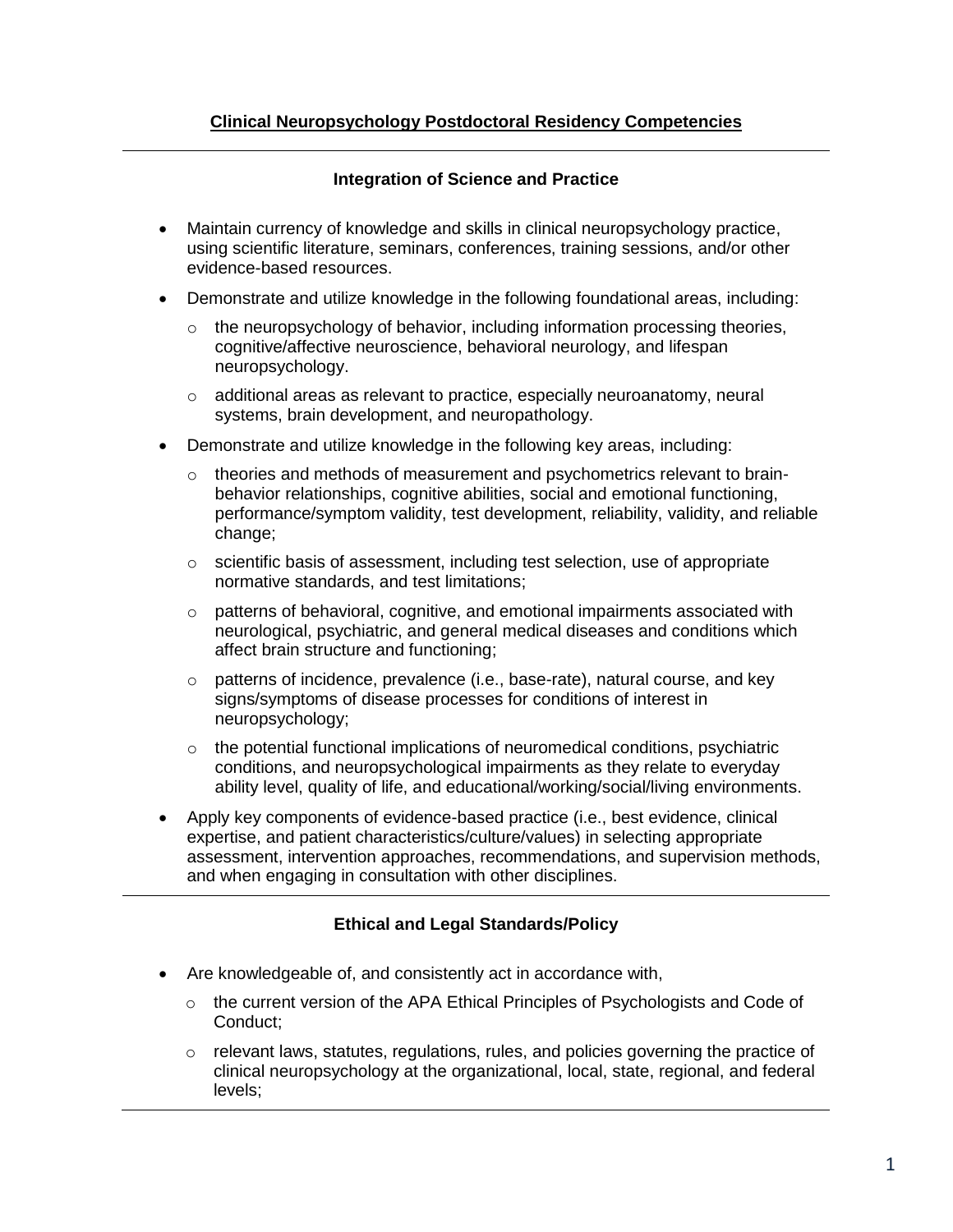# Clinical Neuropsychology Postdoctoral Residency Competencies

## Integration of Science and Practice

- Maintain currency of knowledge and skills in clinical neuropsychology practice, using scientific literature, seminars, conferences, training sessions, and/or other evidence-based resources.
- Demonstrate and utilize knowledge in the following foundational areas, including:
  - the neuropsychology of behavior, including information processing theories, cognitive/affective neuroscience, behavioral neurology, and lifespan neuropsychology.
  - additional areas as relevant to practice, especially neuroanatomy, neural systems, brain development, and neuropathology.
- Demonstrate and utilize knowledge in the following key areas, including:
  - theories and methods of measurement and psychometrics relevant to brain-behavior relationships, cognitive abilities, social and emotional functioning, performance/symptom validity, test development, reliability, validity, and reliable change;
  - scientific basis of assessment, including test selection, use of appropriate normative standards, and test limitations;
  - patterns of behavioral, cognitive, and emotional impairments associated with neurological, psychiatric, and general medical diseases and conditions which affect brain structure and functioning;
  - patterns of incidence, prevalence (i.e., base-rate), natural course, and key signs/symptoms of disease processes for conditions of interest in neuropsychology;
  - the potential functional implications of neuromedical conditions, psychiatric conditions, and neuropsychological impairments as they relate to everyday ability level, quality of life, and educational/working/social/living environments.
- Apply key components of evidence-based practice (i.e., best evidence, clinical expertise, and patient characteristics/culture/values) in selecting appropriate assessment, intervention approaches, recommendations, and supervision methods, and when engaging in consultation with other disciplines.

## Ethical and Legal Standards/Policy

- Are knowledgeable of, and consistently act in accordance with,
  - the current version of the APA Ethical Principles of Psychologists and Code of Conduct;
  - relevant laws, statutes, regulations, rules, and policies governing the practice of clinical neuropsychology at the organizational, local, state, regional, and federal levels;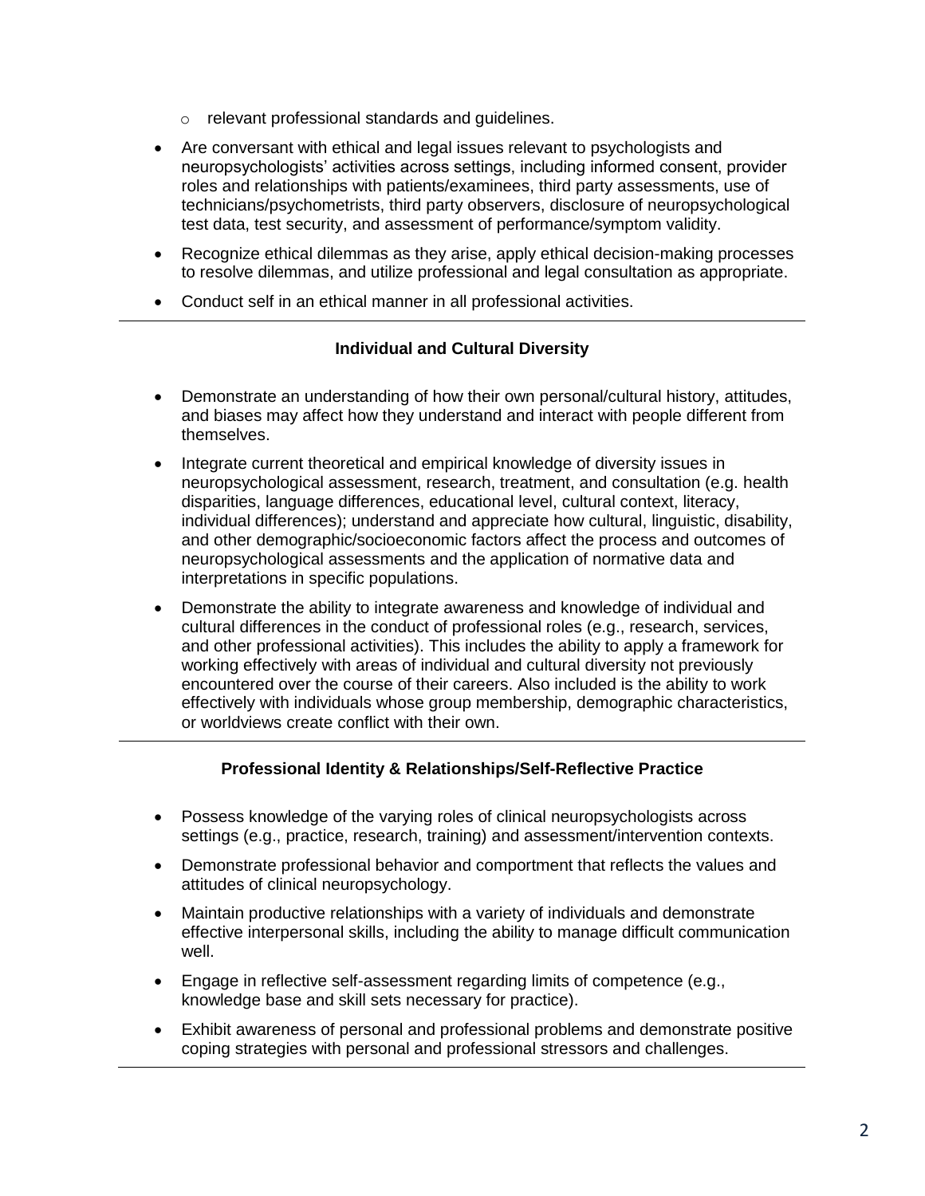- relevant professional standards and guidelines.
- Are conversant with ethical and legal issues relevant to psychologists and neuropsychologists' activities across settings, including informed consent, provider roles and relationships with patients/examinees, third party assessments, use of technicians/psychometrists, third party observers, disclosure of neuropsychological test data, test security, and assessment of performance/symptom validity.
- Recognize ethical dilemmas as they arise, apply ethical decision-making processes to resolve dilemmas, and utilize professional and legal consultation as appropriate.
- Conduct self in an ethical manner in all professional activities.

---

**Individual and Cultural Diversity**

- Demonstrate an understanding of how their own personal/cultural history, attitudes, and biases may affect how they understand and interact with people different from themselves.
- Integrate current theoretical and empirical knowledge of diversity issues in neuropsychological assessment, research, treatment, and consultation (e.g. health disparities, language differences, educational level, cultural context, literacy, individual differences); understand and appreciate how cultural, linguistic, disability, and other demographic/socioeconomic factors affect the process and outcomes of neuropsychological assessments and the application of normative data and interpretations in specific populations.
- Demonstrate the ability to integrate awareness and knowledge of individual and cultural differences in the conduct of professional roles (e.g., research, services, and other professional activities). This includes the ability to apply a framework for working effectively with areas of individual and cultural diversity not previously encountered over the course of their careers. Also included is the ability to work effectively with individuals whose group membership, demographic characteristics, or worldviews create conflict with their own.

---

**Professional Identity & Relationships/Self-Reflective Practice**

- Possess knowledge of the varying roles of clinical neuropsychologists across settings (e.g., practice, research, training) and assessment/intervention contexts.
- Demonstrate professional behavior and comportment that reflects the values and attitudes of clinical neuropsychology.
- Maintain productive relationships with a variety of individuals and demonstrate effective interpersonal skills, including the ability to manage difficult communication well.
- Engage in reflective self-assessment regarding limits of competence (e.g., knowledge base and skill sets necessary for practice).
- Exhibit awareness of personal and professional problems and demonstrate positive coping strategies with personal and professional stressors and challenges.

---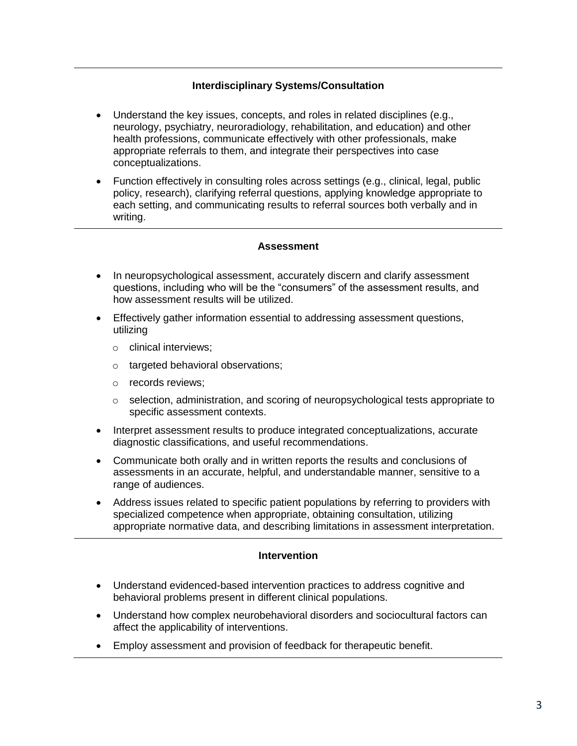## Interdisciplinary Systems/Consultation

- Understand the key issues, concepts, and roles in related disciplines (e.g., neurology, psychiatry, neuroradiology, rehabilitation, and education) and other health professions, communicate effectively with other professionals, make appropriate referrals to them, and integrate their perspectives into case conceptualizations.
- Function effectively in consulting roles across settings (e.g., clinical, legal, public policy, research), clarifying referral questions, applying knowledge appropriate to each setting, and communicating results to referral sources both verbally and in writing.

## Assessment

- In neuropsychological assessment, accurately discern and clarify assessment questions, including who will be the "consumers" of the assessment results, and how assessment results will be utilized.
- Effectively gather information essential to addressing assessment questions, utilizing
  - clinical interviews;
  - targeted behavioral observations;
  - records reviews;
  - selection, administration, and scoring of neuropsychological tests appropriate to specific assessment contexts.
- Interpret assessment results to produce integrated conceptualizations, accurate diagnostic classifications, and useful recommendations.
- Communicate both orally and in written reports the results and conclusions of assessments in an accurate, helpful, and understandable manner, sensitive to a range of audiences.
- Address issues related to specific patient populations by referring to providers with specialized competence when appropriate, obtaining consultation, utilizing appropriate normative data, and describing limitations in assessment interpretation.

## Intervention

- Understand evidenced-based intervention practices to address cognitive and behavioral problems present in different clinical populations.
- Understand how complex neurobehavioral disorders and sociocultural factors can affect the applicability of interventions.
- Employ assessment and provision of feedback for therapeutic benefit.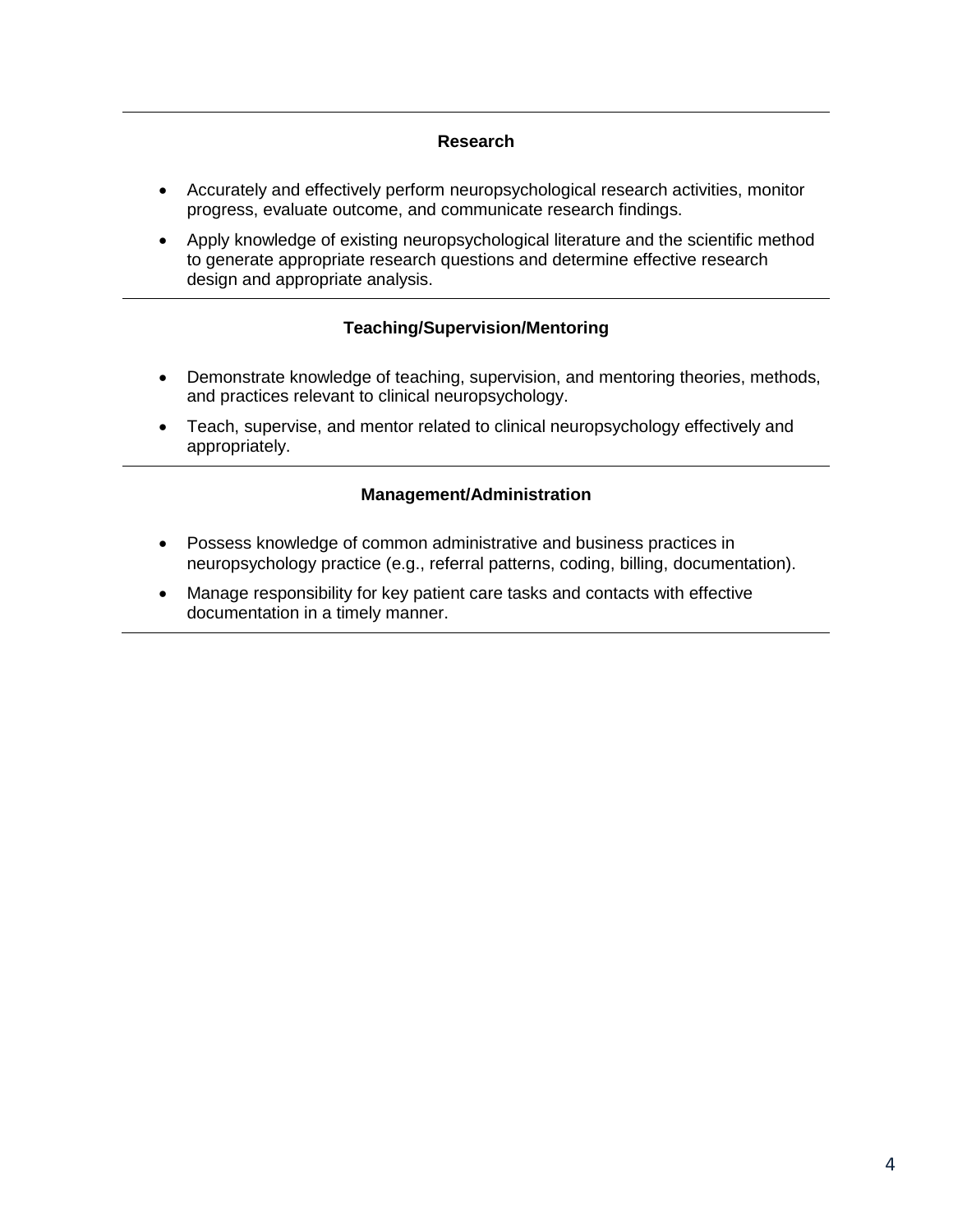### Research

- Accurately and effectively perform neuropsychological research activities, monitor progress, evaluate outcome, and communicate research findings.
- Apply knowledge of existing neuropsychological literature and the scientific method to generate appropriate research questions and determine effective research design and appropriate analysis.

### Teaching/Supervision/Mentoring

- Demonstrate knowledge of teaching, supervision, and mentoring theories, methods, and practices relevant to clinical neuropsychology.
- Teach, supervise, and mentor related to clinical neuropsychology effectively and appropriately.

### Management/Administration

- Possess knowledge of common administrative and business practices in neuropsychology practice (e.g., referral patterns, coding, billing, documentation).
- Manage responsibility for key patient care tasks and contacts with effective documentation in a timely manner.